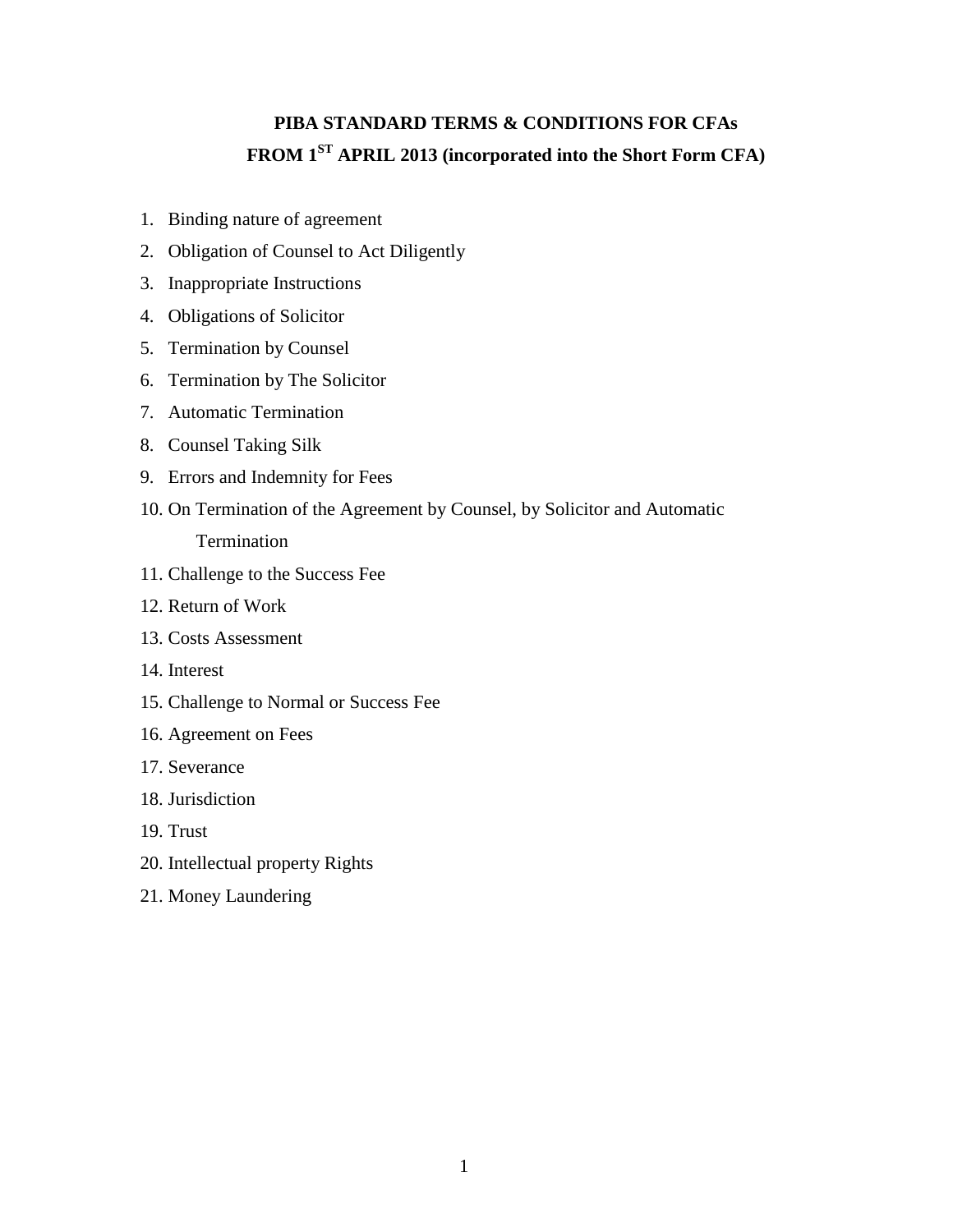# PIBA STANDARD TERMS & CONDITIONS FOR CFAs
# FROM 1ST APRIL 2013 (incorporated into the Short Form CFA)

1. Binding nature of agreement
2. Obligation of Counsel to Act Diligently
3. Inappropriate Instructions
4. Obligations of Solicitor
5. Termination by Counsel
6. Termination by The Solicitor
7. Automatic Termination
8. Counsel Taking Silk
9. Errors and Indemnity for Fees
10. On Termination of the Agreement by Counsel, by Solicitor and Automatic Termination
11. Challenge to the Success Fee
12. Return of Work
13. Costs Assessment
14. Interest
15. Challenge to Normal or Success Fee
16. Agreement on Fees
17. Severance
18. Jurisdiction
19. Trust
20. Intellectual property Rights
21. Money Laundering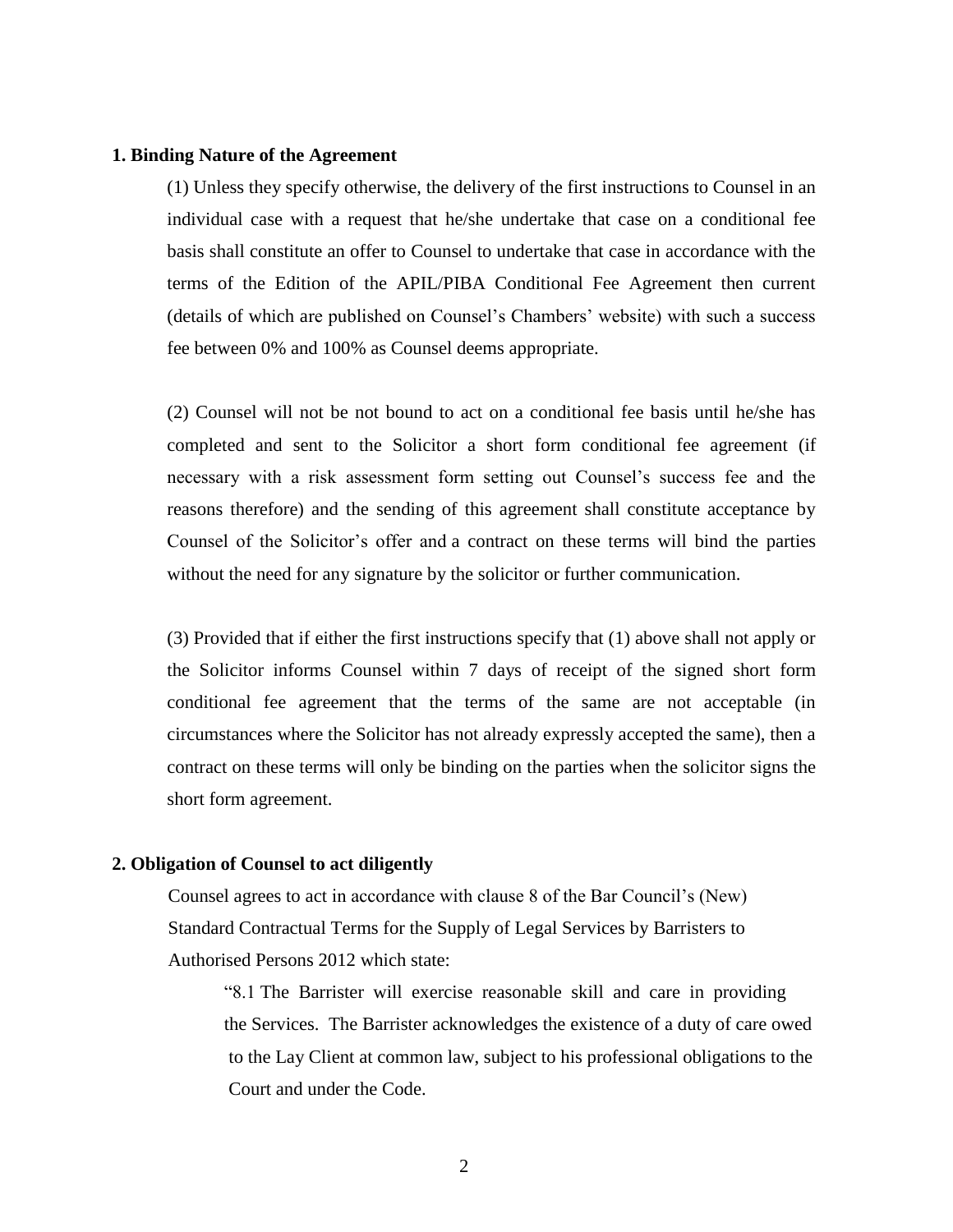**1. Binding Nature of the Agreement**

(1) Unless they specify otherwise, the delivery of the first instructions to Counsel in an individual case with a request that he/she undertake that case on a conditional fee basis shall constitute an offer to Counsel to undertake that case in accordance with the terms of the Edition of the APIL/PIBA Conditional Fee Agreement then current (details of which are published on Counsel's Chambers' website) with such a success fee between 0% and 100% as Counsel deems appropriate.

(2) Counsel will not be not bound to act on a conditional fee basis until he/she has completed and sent to the Solicitor a short form conditional fee agreement (if necessary with a risk assessment form setting out Counsel's success fee and the reasons therefore) and the sending of this agreement shall constitute acceptance by Counsel of the Solicitor's offer and a contract on these terms will bind the parties without the need for any signature by the solicitor or further communication.

(3) Provided that if either the first instructions specify that (1) above shall not apply or the Solicitor informs Counsel within 7 days of receipt of the signed short form conditional fee agreement that the terms of the same are not acceptable (in circumstances where the Solicitor has not already expressly accepted the same), then a contract on these terms will only be binding on the parties when the solicitor signs the short form agreement.

**2. Obligation of Counsel to act diligently**

Counsel agrees to act in accordance with clause 8 of the Bar Council's (New) Standard Contractual Terms for the Supply of Legal Services by Barristers to Authorised Persons 2012 which state:

> "8.1 The Barrister will exercise reasonable skill and care in providing the Services. The Barrister acknowledges the existence of a duty of care owed to the Lay Client at common law, subject to his professional obligations to the Court and under the Code.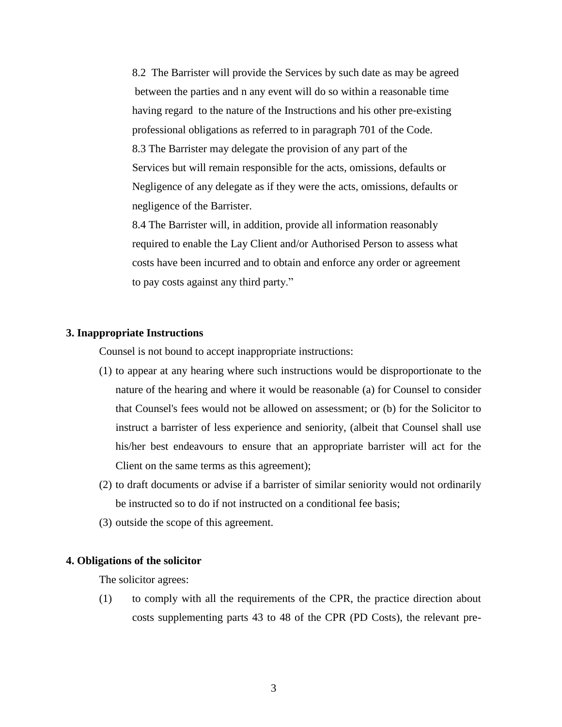8.2 The Barrister will provide the Services by such date as may be agreed between the parties and n any event will do so within a reasonable time having regard to the nature of the Instructions and his other pre-existing professional obligations as referred to in paragraph 701 of the Code.

8.3 The Barrister may delegate the provision of any part of the Services but will remain responsible for the acts, omissions, defaults or Negligence of any delegate as if they were the acts, omissions, defaults or negligence of the Barrister.

8.4 The Barrister will, in addition, provide all information reasonably required to enable the Lay Client and/or Authorised Person to assess what costs have been incurred and to obtain and enforce any order or agreement to pay costs against any third party."

**3. Inappropriate Instructions**

Counsel is not bound to accept inappropriate instructions:

(1) to appear at any hearing where such instructions would be disproportionate to the nature of the hearing and where it would be reasonable (a) for Counsel to consider that Counsel's fees would not be allowed on assessment; or (b) for the Solicitor to instruct a barrister of less experience and seniority, (albeit that Counsel shall use his/her best endeavours to ensure that an appropriate barrister will act for the Client on the same terms as this agreement);

(2) to draft documents or advise if a barrister of similar seniority would not ordinarily be instructed so to do if not instructed on a conditional fee basis;

(3) outside the scope of this agreement.

**4. Obligations of the solicitor**

The solicitor agrees:

(1) to comply with all the requirements of the CPR, the practice direction about costs supplementing parts 43 to 48 of the CPR (PD Costs), the relevant pre-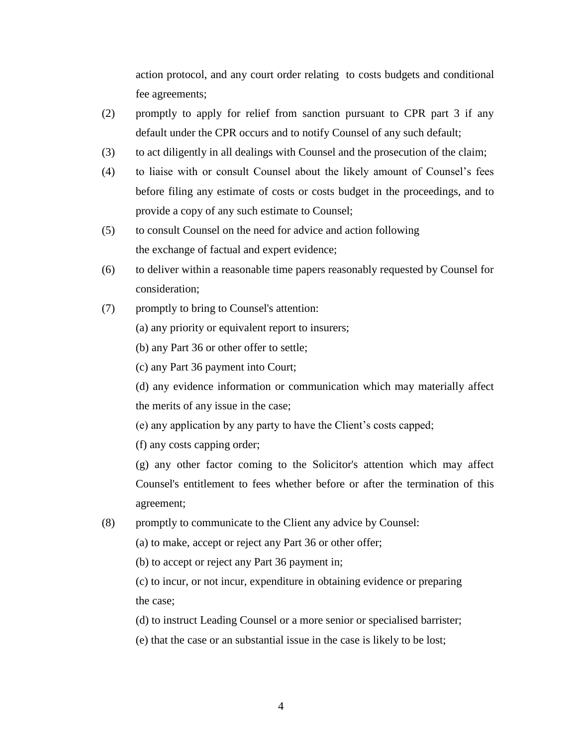action protocol, and any court order relating  to costs budgets and conditional fee agreements;

(2) promptly to apply for relief from sanction pursuant to CPR part 3 if any default under the CPR occurs and to notify Counsel of any such default;

(3) to act diligently in all dealings with Counsel and the prosecution of the claim;

(4) to liaise with or consult Counsel about the likely amount of Counsel's fees before filing any estimate of costs or costs budget in the proceedings, and to provide a copy of any such estimate to Counsel;

(5) to consult Counsel on the need for advice and action following the exchange of factual and expert evidence;

(6) to deliver within a reasonable time papers reasonably requested by Counsel for consideration;

(7) promptly to bring to Counsel's attention:

(a) any priority or equivalent report to insurers;

(b) any Part 36 or other offer to settle;

(c) any Part 36 payment into Court;

(d) any evidence information or communication which may materially affect the merits of any issue in the case;

(e) any application by any party to have the Client's costs capped;

(f) any costs capping order;

(g) any other factor coming to the Solicitor's attention which may affect Counsel's entitlement to fees whether before or after the termination of this agreement;

(8) promptly to communicate to the Client any advice by Counsel:

(a) to make, accept or reject any Part 36 or other offer;

(b) to accept or reject any Part 36 payment in;

(c) to incur, or not incur, expenditure in obtaining evidence or preparing the case;

(d) to instruct Leading Counsel or a more senior or specialised barrister;

(e) that the case or an substantial issue in the case is likely to be lost;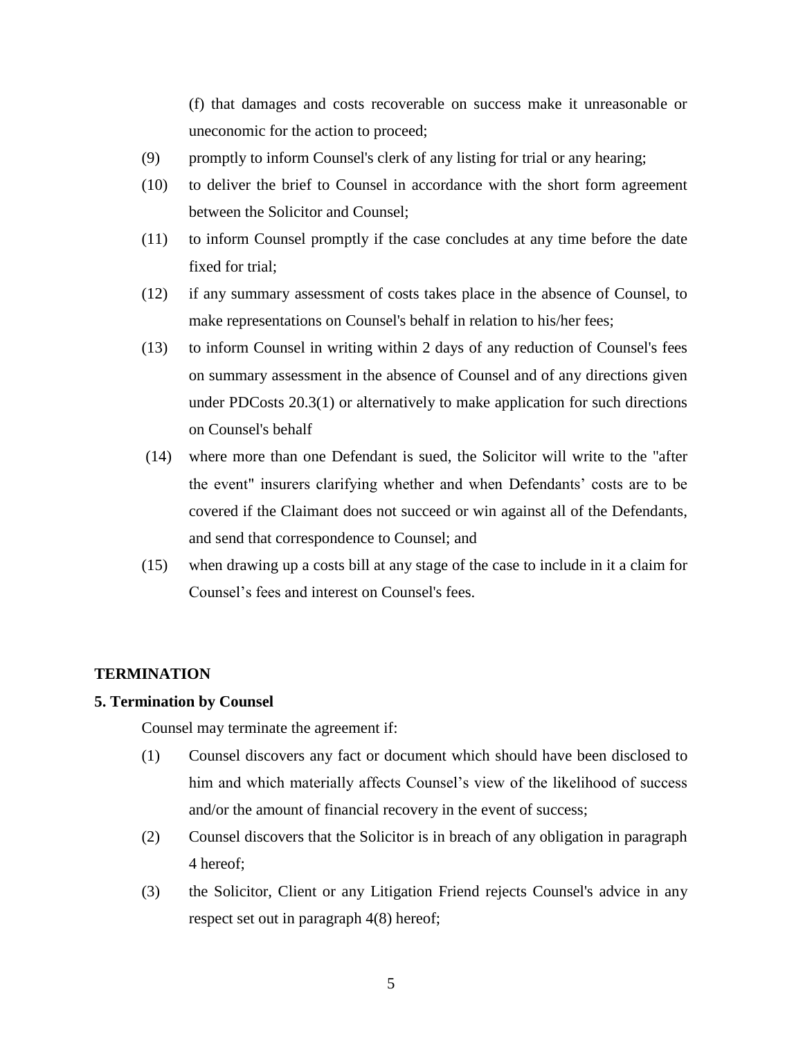(f) that damages and costs recoverable on success make it unreasonable or uneconomic for the action to proceed;

(9) promptly to inform Counsel's clerk of any listing for trial or any hearing;

(10) to deliver the brief to Counsel in accordance with the short form agreement between the Solicitor and Counsel;

(11) to inform Counsel promptly if the case concludes at any time before the date fixed for trial;

(12) if any summary assessment of costs takes place in the absence of Counsel, to make representations on Counsel's behalf in relation to his/her fees;

(13) to inform Counsel in writing within 2 days of any reduction of Counsel's fees on summary assessment in the absence of Counsel and of any directions given under PDCosts 20.3(1) or alternatively to make application for such directions on Counsel's behalf

(14) where more than one Defendant is sued, the Solicitor will write to the "after the event" insurers clarifying whether and when Defendants' costs are to be covered if the Claimant does not succeed or win against all of the Defendants, and send that correspondence to Counsel; and

(15) when drawing up a costs bill at any stage of the case to include in it a claim for Counsel's fees and interest on Counsel's fees.

**TERMINATION**

**5. Termination by Counsel**

Counsel may terminate the agreement if:

(1) Counsel discovers any fact or document which should have been disclosed to him and which materially affects Counsel's view of the likelihood of success and/or the amount of financial recovery in the event of success;

(2) Counsel discovers that the Solicitor is in breach of any obligation in paragraph 4 hereof;

(3) the Solicitor, Client or any Litigation Friend rejects Counsel's advice in any respect set out in paragraph 4(8) hereof;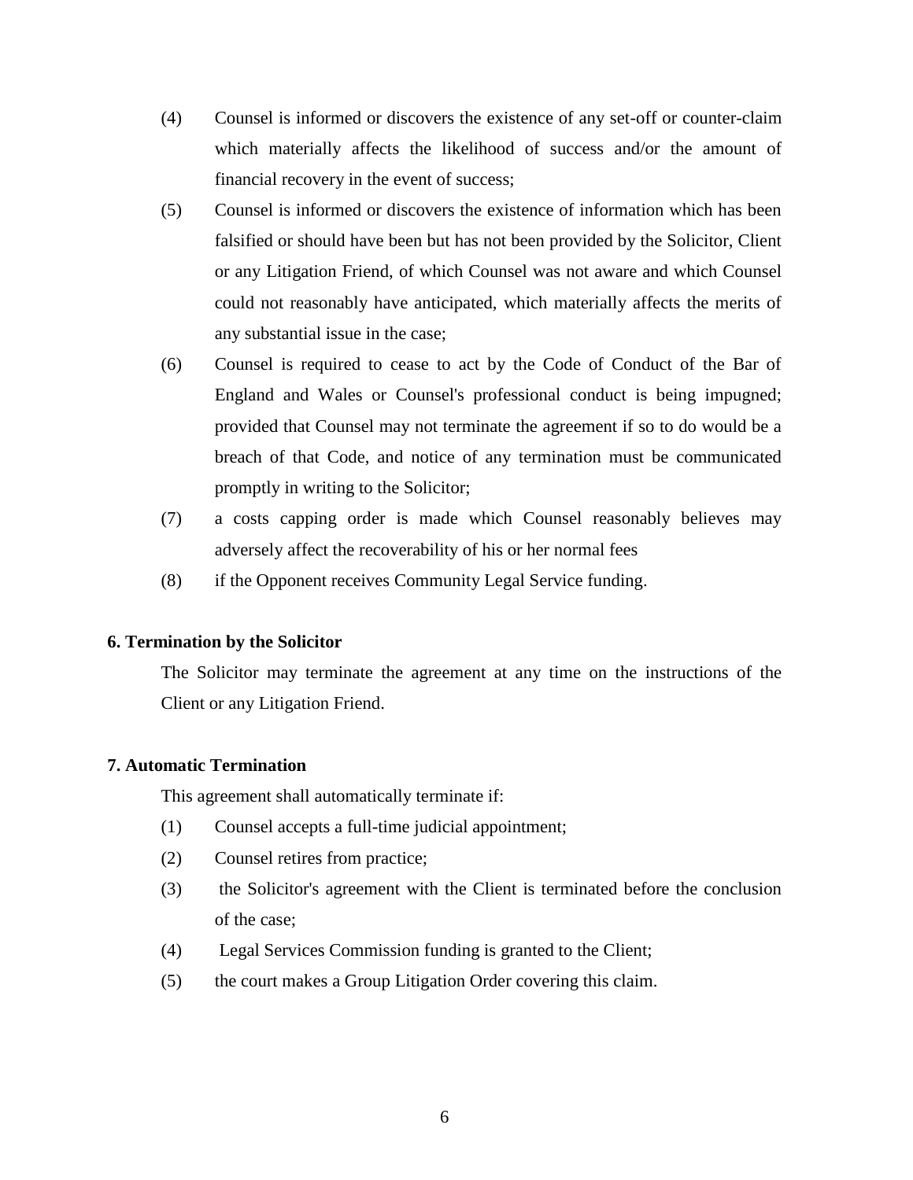(4) Counsel is informed or discovers the existence of any set-off or counter-claim which materially affects the likelihood of success and/or the amount of financial recovery in the event of success;

(5) Counsel is informed or discovers the existence of information which has been falsified or should have been but has not been provided by the Solicitor, Client or any Litigation Friend, of which Counsel was not aware and which Counsel could not reasonably have anticipated, which materially affects the merits of any substantial issue in the case;

(6) Counsel is required to cease to act by the Code of Conduct of the Bar of England and Wales or Counsel's professional conduct is being impugned; provided that Counsel may not terminate the agreement if so to do would be a breach of that Code, and notice of any termination must be communicated promptly in writing to the Solicitor;

(7) a costs capping order is made which Counsel reasonably believes may adversely affect the recoverability of his or her normal fees

(8) if the Opponent receives Community Legal Service funding.

**6. Termination by the Solicitor**

The Solicitor may terminate the agreement at any time on the instructions of the Client or any Litigation Friend.

**7. Automatic Termination**

This agreement shall automatically terminate if:

(1) Counsel accepts a full-time judicial appointment;

(2) Counsel retires from practice;

(3) the Solicitor's agreement with the Client is terminated before the conclusion of the case;

(4) Legal Services Commission funding is granted to the Client;

(5) the court makes a Group Litigation Order covering this claim.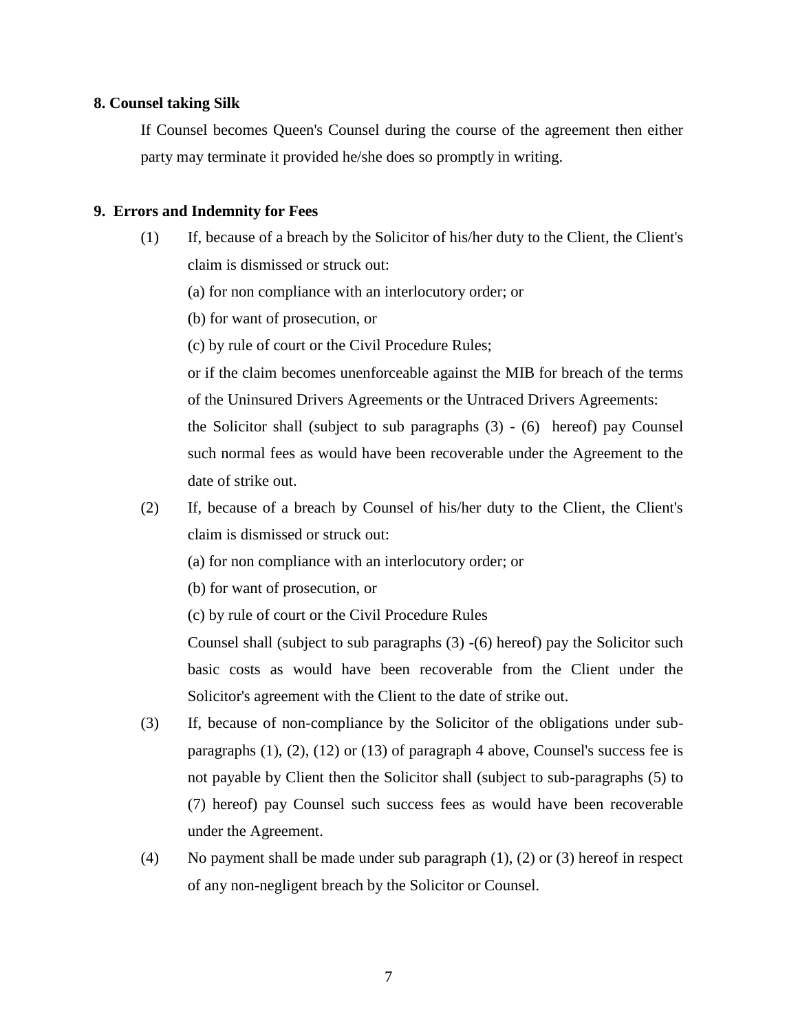**8. Counsel taking Silk**

If Counsel becomes Queen's Counsel during the course of the agreement then either party may terminate it provided he/she does so promptly in writing.

**9. Errors and Indemnity for Fees**

(1) If, because of a breach by the Solicitor of his/her duty to the Client, the Client's claim is dismissed or struck out:

(a) for non compliance with an interlocutory order; or

(b) for want of prosecution, or

(c) by rule of court or the Civil Procedure Rules;

or if the claim becomes unenforceable against the MIB for breach of the terms of the Uninsured Drivers Agreements or the Untraced Drivers Agreements:

the Solicitor shall (subject to sub paragraphs (3) - (6) hereof) pay Counsel such normal fees as would have been recoverable under the Agreement to the date of strike out.

(2) If, because of a breach by Counsel of his/her duty to the Client, the Client's claim is dismissed or struck out:

(a) for non compliance with an interlocutory order; or

(b) for want of prosecution, or

(c) by rule of court or the Civil Procedure Rules

Counsel shall (subject to sub paragraphs (3) -(6) hereof) pay the Solicitor such basic costs as would have been recoverable from the Client under the Solicitor's agreement with the Client to the date of strike out.

(3) If, because of non-compliance by the Solicitor of the obligations under sub-paragraphs (1), (2), (12) or (13) of paragraph 4 above, Counsel's success fee is not payable by Client then the Solicitor shall (subject to sub-paragraphs (5) to (7) hereof) pay Counsel such success fees as would have been recoverable under the Agreement.

(4) No payment shall be made under sub paragraph (1), (2) or (3) hereof in respect of any non-negligent breach by the Solicitor or Counsel.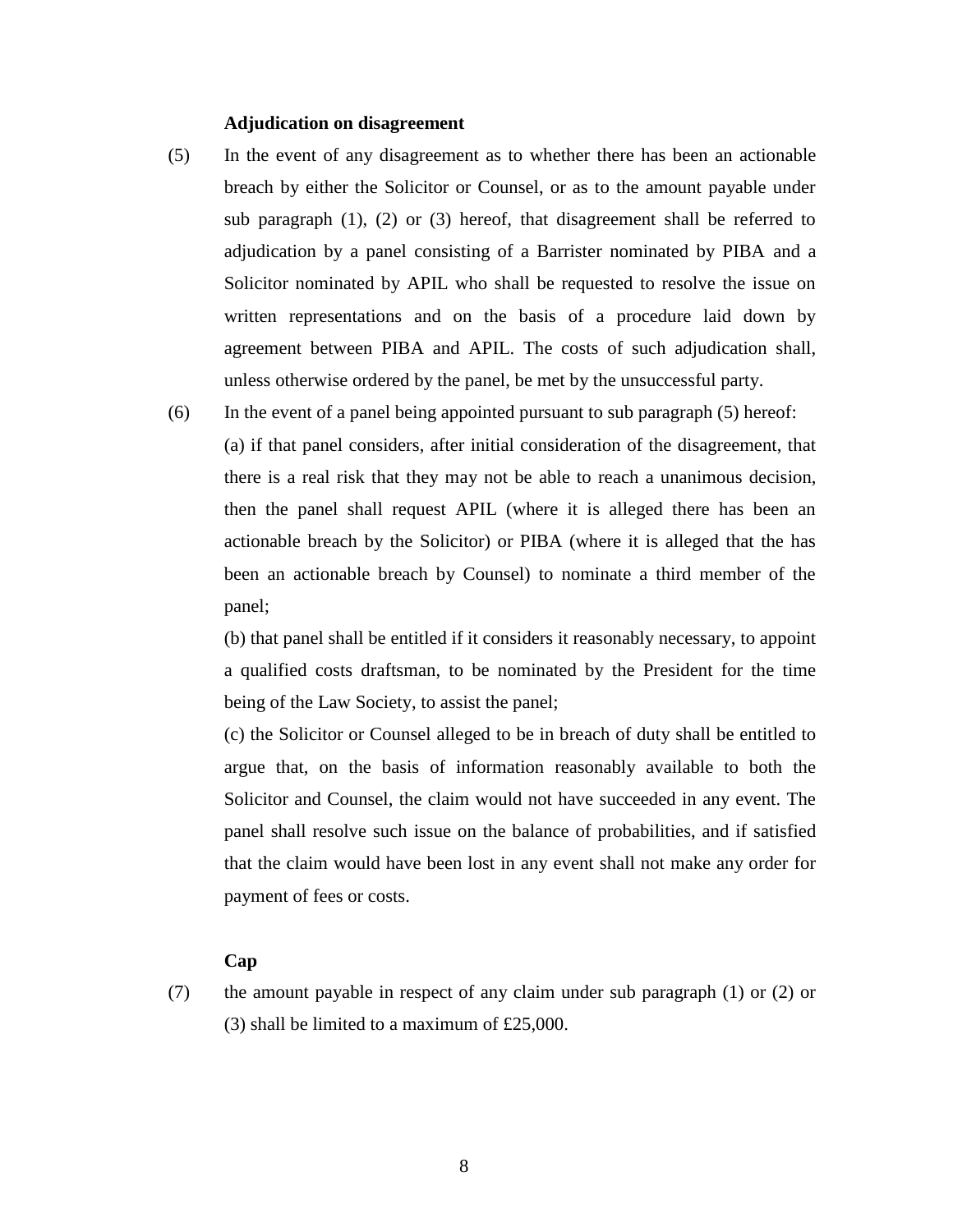**Adjudication on disagreement**

(5) In the event of any disagreement as to whether there has been an actionable breach by either the Solicitor or Counsel, or as to the amount payable under sub paragraph (1), (2) or (3) hereof, that disagreement shall be referred to adjudication by a panel consisting of a Barrister nominated by PIBA and a Solicitor nominated by APIL who shall be requested to resolve the issue on written representations and on the basis of a procedure laid down by agreement between PIBA and APIL. The costs of such adjudication shall, unless otherwise ordered by the panel, be met by the unsuccessful party.

(6) In the event of a panel being appointed pursuant to sub paragraph (5) hereof:

(a) if that panel considers, after initial consideration of the disagreement, that there is a real risk that they may not be able to reach a unanimous decision, then the panel shall request APIL (where it is alleged there has been an actionable breach by the Solicitor) or PIBA (where it is alleged that the has been an actionable breach by Counsel) to nominate a third member of the panel;

(b) that panel shall be entitled if it considers it reasonably necessary, to appoint a qualified costs draftsman, to be nominated by the President for the time being of the Law Society, to assist the panel;

(c) the Solicitor or Counsel alleged to be in breach of duty shall be entitled to argue that, on the basis of information reasonably available to both the Solicitor and Counsel, the claim would not have succeeded in any event. The panel shall resolve such issue on the balance of probabilities, and if satisfied that the claim would have been lost in any event shall not make any order for payment of fees or costs.

**Cap**

(7) the amount payable in respect of any claim under sub paragraph (1) or (2) or (3) shall be limited to a maximum of £25,000.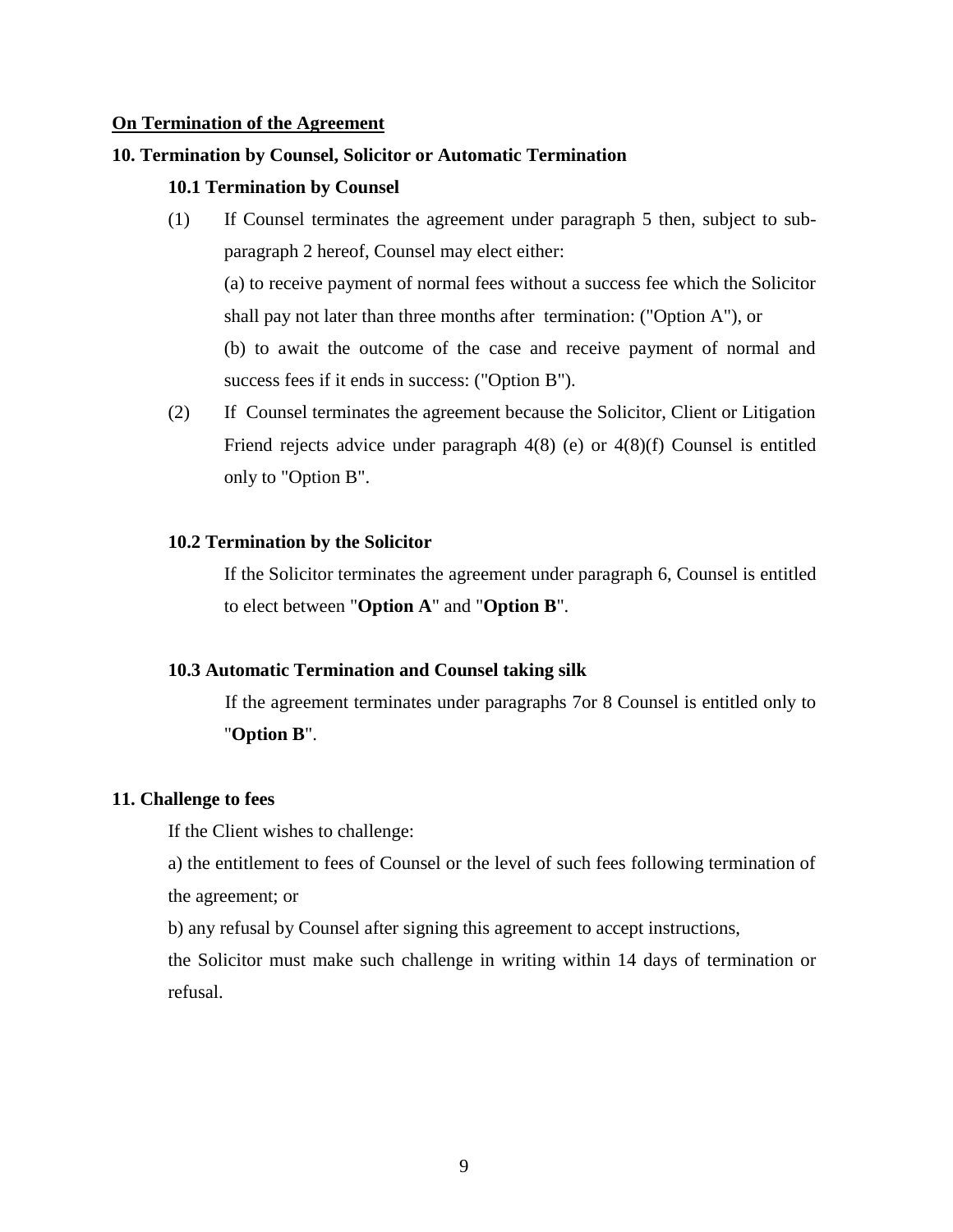**<u>On Termination of the Agreement</u>**

## 10. Termination by Counsel, Solicitor or Automatic Termination

### 10.1 Termination by Counsel

(1) If Counsel terminates the agreement under paragraph 5 then, subject to sub-paragraph 2 hereof, Counsel may elect either:

(a) to receive payment of normal fees without a success fee which the Solicitor shall pay not later than three months after termination: ("Option A"), or

(b) to await the outcome of the case and receive payment of normal and success fees if it ends in success: ("Option B").

(2) If Counsel terminates the agreement because the Solicitor, Client or Litigation Friend rejects advice under paragraph 4(8) (e) or 4(8)(f) Counsel is entitled only to "Option B".

### 10.2 Termination by the Solicitor

If the Solicitor terminates the agreement under paragraph 6, Counsel is entitled to elect between "**Option A**" and "**Option B**".

### 10.3 Automatic Termination and Counsel taking silk

If the agreement terminates under paragraphs 7or 8 Counsel is entitled only to "**Option B**".

## 11. Challenge to fees

If the Client wishes to challenge:

a) the entitlement to fees of Counsel or the level of such fees following termination of the agreement; or

b) any refusal by Counsel after signing this agreement to accept instructions,

the Solicitor must make such challenge in writing within 14 days of termination or refusal.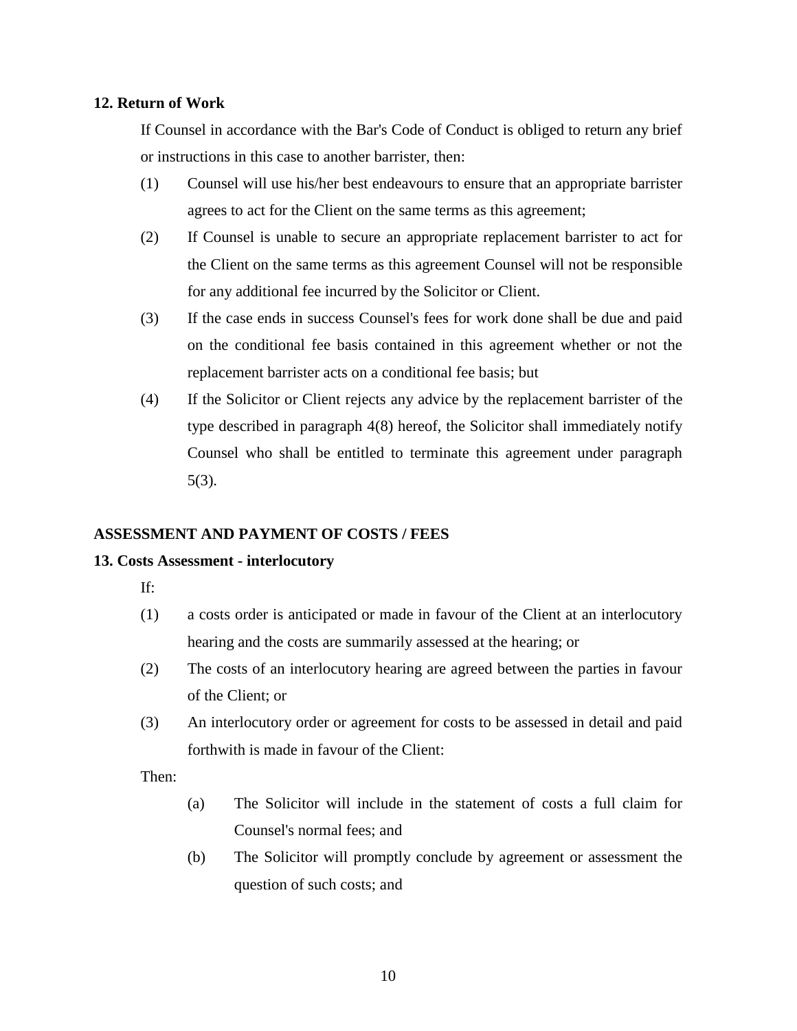**12. Return of Work**

If Counsel in accordance with the Bar's Code of Conduct is obliged to return any brief or instructions in this case to another barrister, then:

(1) Counsel will use his/her best endeavours to ensure that an appropriate barrister agrees to act for the Client on the same terms as this agreement;

(2) If Counsel is unable to secure an appropriate replacement barrister to act for the Client on the same terms as this agreement Counsel will not be responsible for any additional fee incurred by the Solicitor or Client.

(3) If the case ends in success Counsel's fees for work done shall be due and paid on the conditional fee basis contained in this agreement whether or not the replacement barrister acts on a conditional fee basis; but

(4) If the Solicitor or Client rejects any advice by the replacement barrister of the type described in paragraph 4(8) hereof, the Solicitor shall immediately notify Counsel who shall be entitled to terminate this agreement under paragraph 5(3).

## ASSESSMENT AND PAYMENT OF COSTS / FEES

**13. Costs Assessment - interlocutory**

If:

(1) a costs order is anticipated or made in favour of the Client at an interlocutory hearing and the costs are summarily assessed at the hearing; or

(2) The costs of an interlocutory hearing are agreed between the parties in favour of the Client; or

(3) An interlocutory order or agreement for costs to be assessed in detail and paid forthwith is made in favour of the Client:

Then:

(a) The Solicitor will include in the statement of costs a full claim for Counsel's normal fees; and

(b) The Solicitor will promptly conclude by agreement or assessment the question of such costs; and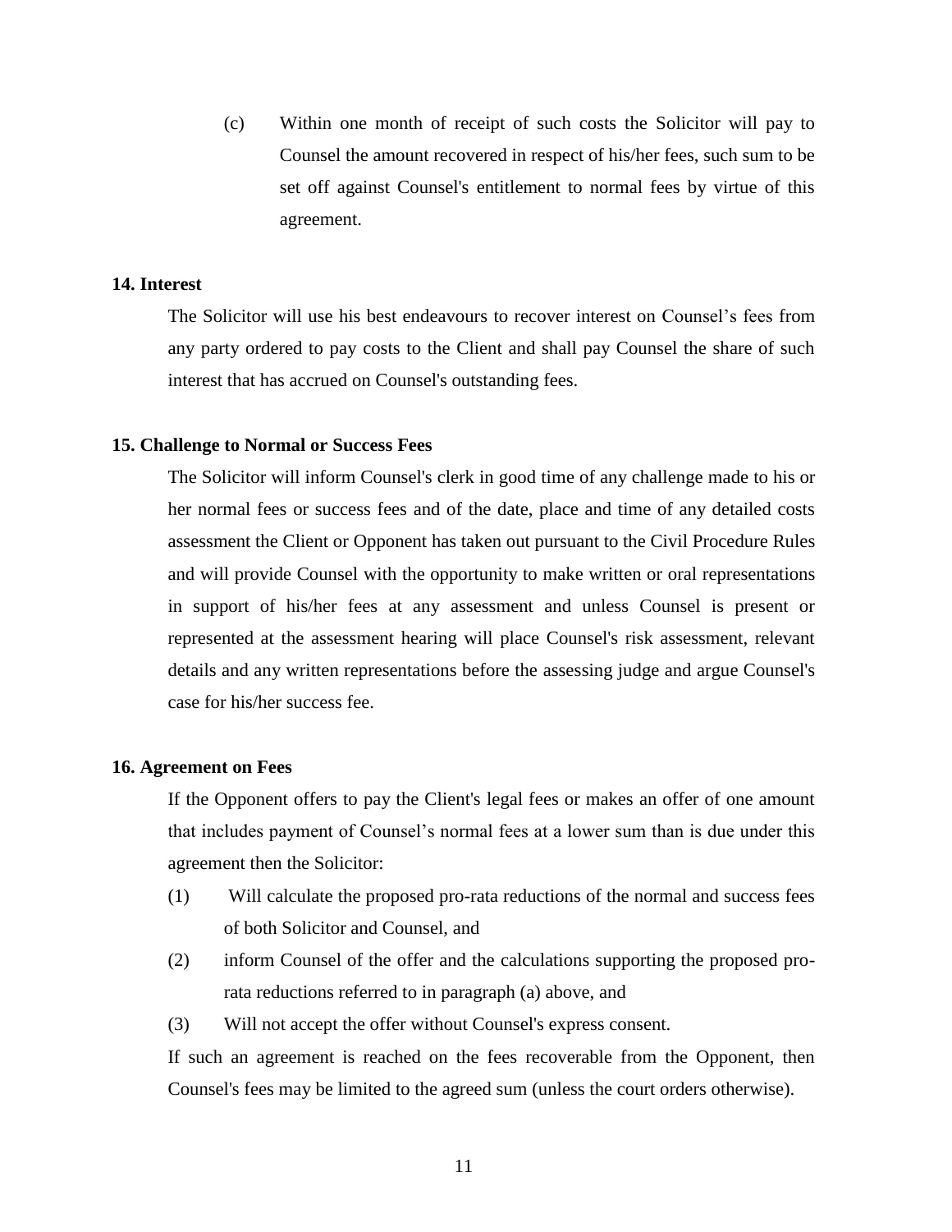(c) Within one month of receipt of such costs the Solicitor will pay to Counsel the amount recovered in respect of his/her fees, such sum to be set off against Counsel's entitlement to normal fees by virtue of this agreement.

**14. Interest**

The Solicitor will use his best endeavours to recover interest on Counsel's fees from any party ordered to pay costs to the Client and shall pay Counsel the share of such interest that has accrued on Counsel's outstanding fees.

**15. Challenge to Normal or Success Fees**

The Solicitor will inform Counsel's clerk in good time of any challenge made to his or her normal fees or success fees and of the date, place and time of any detailed costs assessment the Client or Opponent has taken out pursuant to the Civil Procedure Rules and will provide Counsel with the opportunity to make written or oral representations in support of his/her fees at any assessment and unless Counsel is present or represented at the assessment hearing will place Counsel's risk assessment, relevant details and any written representations before the assessing judge and argue Counsel's case for his/her success fee.

**16. Agreement on Fees**

If the Opponent offers to pay the Client's legal fees or makes an offer of one amount that includes payment of Counsel's normal fees at a lower sum than is due under this agreement then the Solicitor:

(1) Will calculate the proposed pro-rata reductions of the normal and success fees of both Solicitor and Counsel, and

(2) inform Counsel of the offer and the calculations supporting the proposed pro-rata reductions referred to in paragraph (a) above, and

(3) Will not accept the offer without Counsel's express consent.

If such an agreement is reached on the fees recoverable from the Opponent, then Counsel's fees may be limited to the agreed sum (unless the court orders otherwise).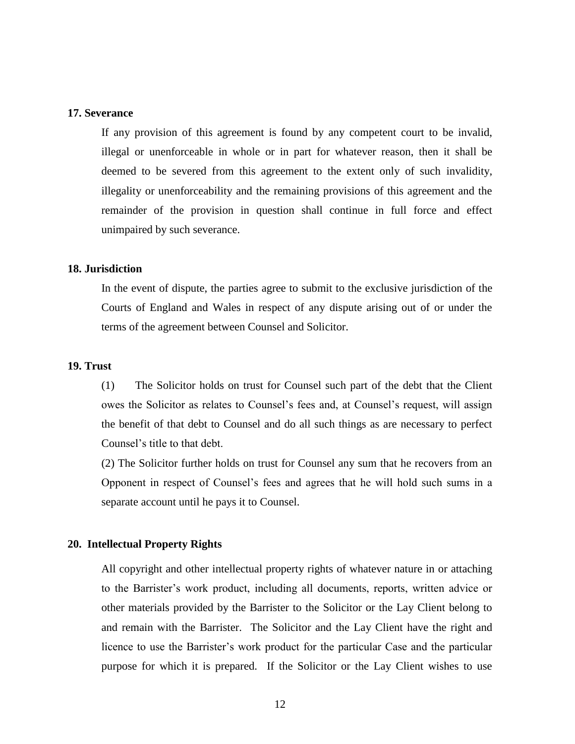**17. Severance**

If any provision of this agreement is found by any competent court to be invalid, illegal or unenforceable in whole or in part for whatever reason, then it shall be deemed to be severed from this agreement to the extent only of such invalidity, illegality or unenforceability and the remaining provisions of this agreement and the remainder of the provision in question shall continue in full force and effect unimpaired by such severance.

**18. Jurisdiction**

In the event of dispute, the parties agree to submit to the exclusive jurisdiction of the Courts of England and Wales in respect of any dispute arising out of or under the terms of the agreement between Counsel and Solicitor.

**19. Trust**

(1) The Solicitor holds on trust for Counsel such part of the debt that the Client owes the Solicitor as relates to Counsel's fees and, at Counsel's request, will assign the benefit of that debt to Counsel and do all such things as are necessary to perfect Counsel's title to that debt.

(2) The Solicitor further holds on trust for Counsel any sum that he recovers from an Opponent in respect of Counsel's fees and agrees that he will hold such sums in a separate account until he pays it to Counsel.

**20. Intellectual Property Rights**

All copyright and other intellectual property rights of whatever nature in or attaching to the Barrister's work product, including all documents, reports, written advice or other materials provided by the Barrister to the Solicitor or the Lay Client belong to and remain with the Barrister. The Solicitor and the Lay Client have the right and licence to use the Barrister's work product for the particular Case and the particular purpose for which it is prepared. If the Solicitor or the Lay Client wishes to use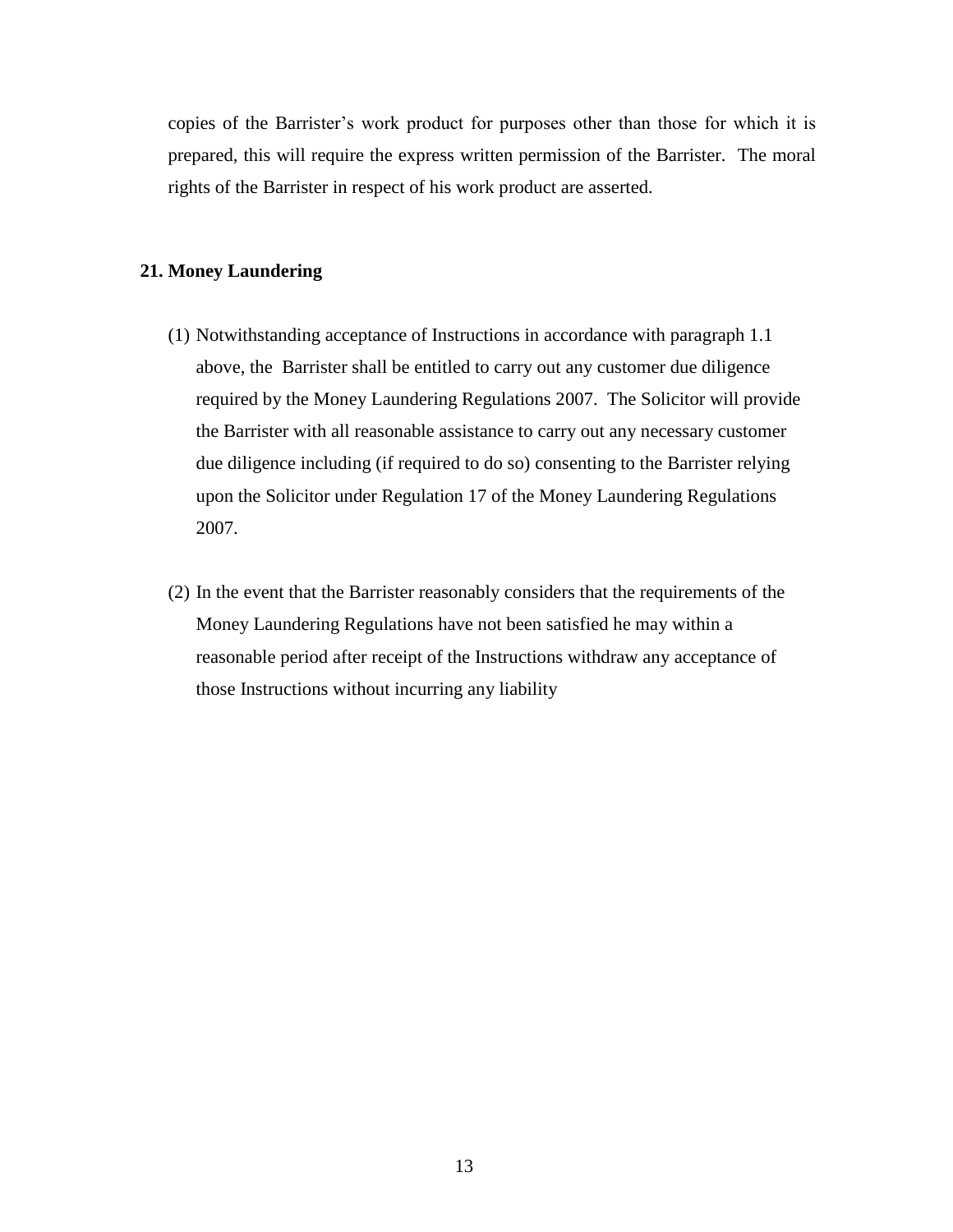copies of the Barrister's work product for purposes other than those for which it is prepared, this will require the express written permission of the Barrister. The moral rights of the Barrister in respect of his work product are asserted.

**21. Money Laundering**

(1) Notwithstanding acceptance of Instructions in accordance with paragraph 1.1 above, the Barrister shall be entitled to carry out any customer due diligence required by the Money Laundering Regulations 2007. The Solicitor will provide the Barrister with all reasonable assistance to carry out any necessary customer due diligence including (if required to do so) consenting to the Barrister relying upon the Solicitor under Regulation 17 of the Money Laundering Regulations 2007.

(2) In the event that the Barrister reasonably considers that the requirements of the Money Laundering Regulations have not been satisfied he may within a reasonable period after receipt of the Instructions withdraw any acceptance of those Instructions without incurring any liability